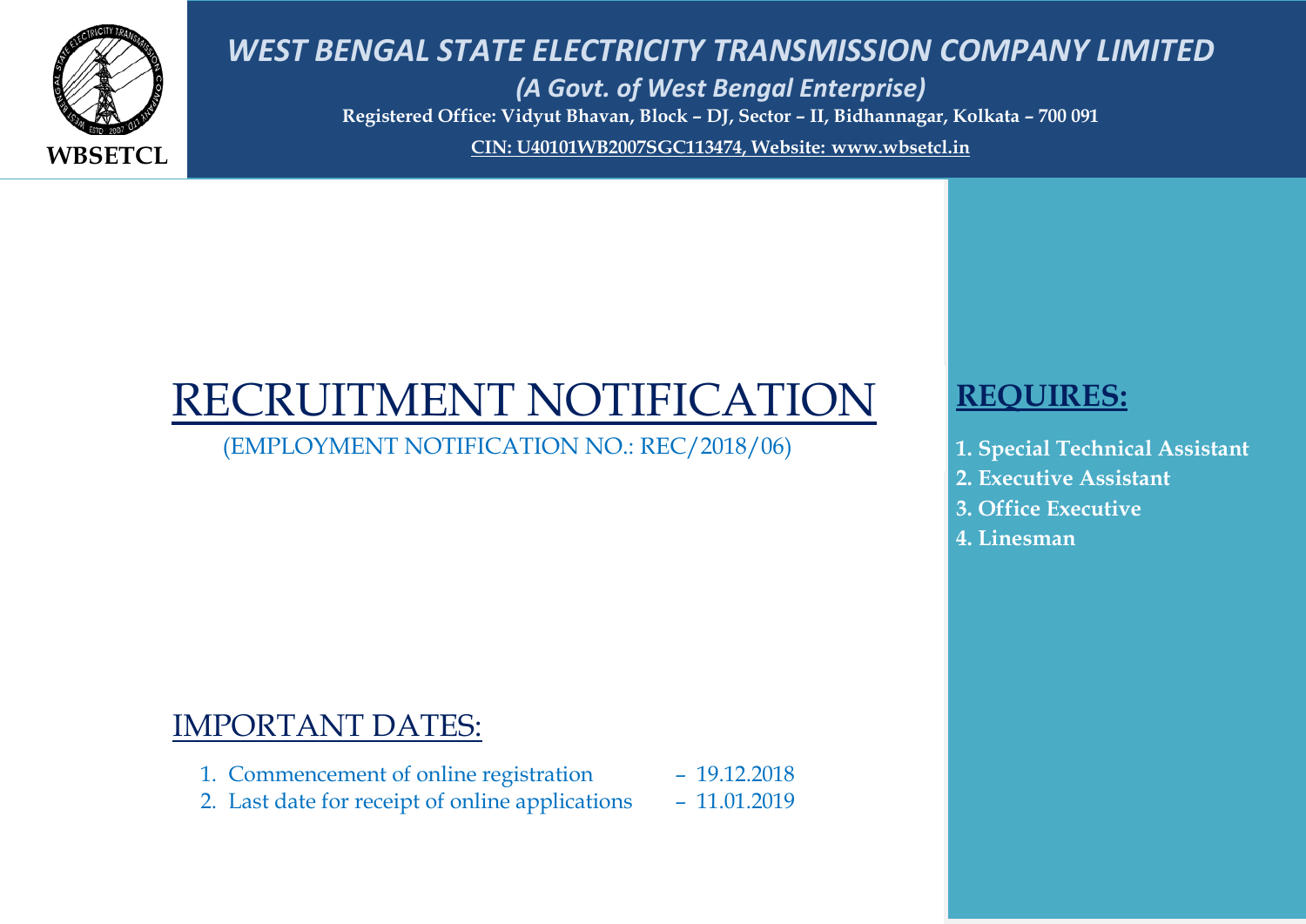WBSETCL

# WEST BENGAL STATE ELECTRICITY TRANSMISSION COMPANY LIMITED

*(A Govt. of West Bengal Enterprise)*

**Registered Office: Vidyut Bhavan, Block – DJ, Sector – II, Bidhannagar, Kolkata – 700 091**

**CIN: U40101WB2007SGC113474, Website: www.wbsetcl.in**

# RECRUITMENT NOTIFICATION

(EMPLOYMENT NOTIFICATION NO.: REC/2018/06)

## IMPORTANT DATES:

1. Commencement of online registration – 19.12.2018
2. Last date for receipt of online applications – 11.01.2019

## REQUIRES:

1. **Special Technical Assistant**
2. **Executive Assistant**
3. **Office Executive**
4. **Linesman**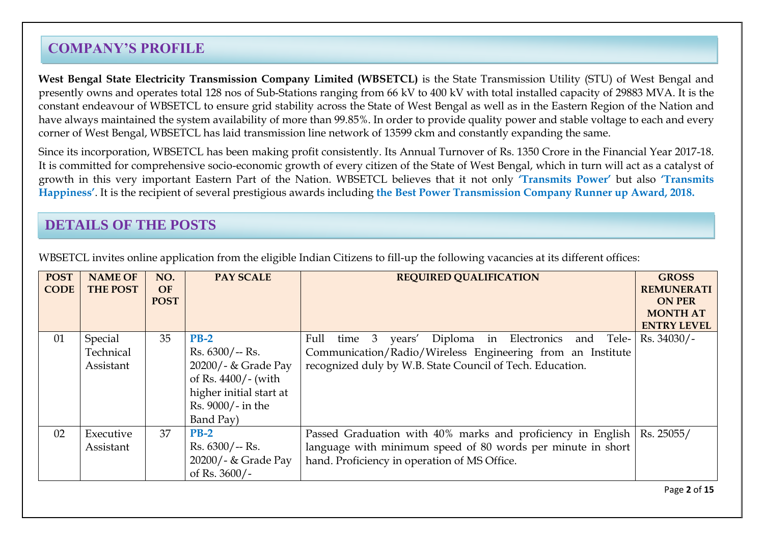## COMPANY'S PROFILE

**West Bengal State Electricity Transmission Company Limited (WBSETCL)** is the State Transmission Utility (STU) of West Bengal and presently owns and operates total 128 nos of Sub-Stations ranging from 66 kV to 400 kV with total installed capacity of 29883 MVA. It is the constant endeavour of WBSETCL to ensure grid stability across the State of West Bengal as well as in the Eastern Region of the Nation and have always maintained the system availability of more than 99.85%. In order to provide quality power and stable voltage to each and every corner of West Bengal, WBSETCL has laid transmission line network of 13599 ckm and constantly expanding the same.

Since its incorporation, WBSETCL has been making profit consistently. Its Annual Turnover of Rs. 1350 Crore in the Financial Year 2017-18. It is committed for comprehensive socio-economic growth of every citizen of the State of West Bengal, which in turn will act as a catalyst of growth in this very important Eastern Part of the Nation. WBSETCL believes that it not only **'Transmits Power'** but also **'Transmits Happiness'**. It is the recipient of several prestigious awards including **the Best Power Transmission Company Runner up Award, 2018.**

## DETAILS OF THE POSTS

WBSETCL invites online application from the eligible Indian Citizens to fill-up the following vacancies at its different offices:

| POST CODE | NAME OF THE POST | NO. OF POST | PAY SCALE | REQUIRED QUALIFICATION | GROSS REMUNERATION PER MONTH AT ENTRY LEVEL |
|---|---|---|---|---|---|
| 01 | Special Technical Assistant | 35 | **PB-2** Rs. 6300/-- Rs. 20200/- & Grade Pay of Rs. 4400/- (with higher initial start at Rs. 9000/- in the Band Pay) | Full time 3 years' Diploma in Electronics and Tele-Communication/Radio/Wireless Engineering from an Institute recognized duly by W.B. State Council of Tech. Education. | Rs. 34030/- |
| 02 | Executive Assistant | 37 | **PB-2** Rs. 6300/-- Rs. 20200/- & Grade Pay of Rs. 3600/- | Passed Graduation with 40% marks and proficiency in English language with minimum speed of 80 words per minute in short hand. Proficiency in operation of MS Office. | Rs. 25055/ |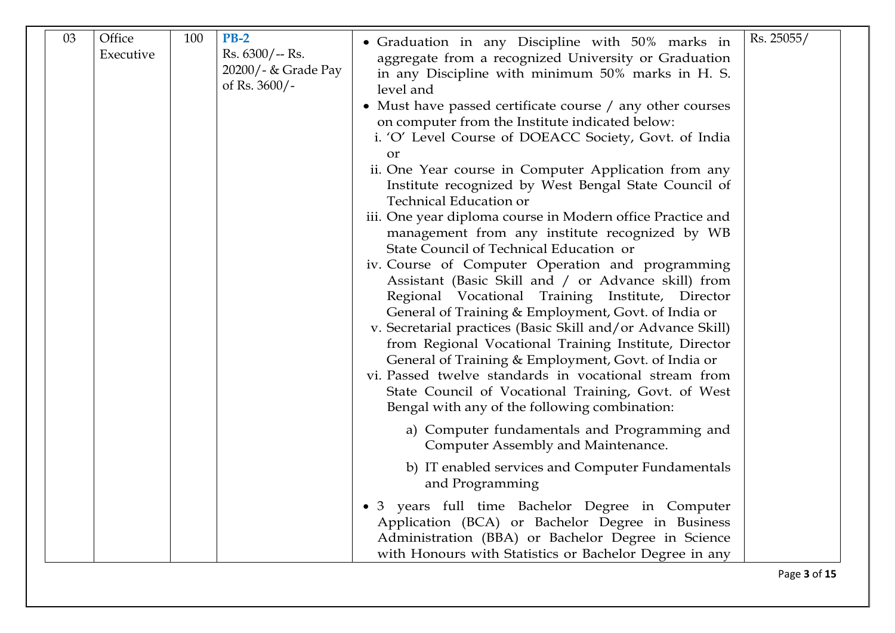| 03 | Office Executive | 100 | **PB-2** Rs. 6300/-- Rs. 20200/- & Grade Pay of Rs. 3600/- | • Graduation in any Discipline with 50% marks in aggregate from a recognized University or Graduation in any Discipline with minimum 50% marks in H. S. level and<br>• Must have passed certificate course / any other courses on computer from the Institute indicated below:<br>i. 'O' Level Course of DOEACC Society, Govt. of India or<br>ii. One Year course in Computer Application from any Institute recognized by West Bengal State Council of Technical Education or<br>iii. One year diploma course in Modern office Practice and management from any institute recognized by WB State Council of Technical Education or<br>iv. Course of Computer Operation and programming Assistant (Basic Skill and / or Advance skill) from Regional Vocational Training Institute, Director General of Training & Employment, Govt. of India or<br>v. Secretarial practices (Basic Skill and/or Advance Skill) from Regional Vocational Training Institute, Director General of Training & Employment, Govt. of India or<br>vi. Passed twelve standards in vocational stream from State Council of Vocational Training, Govt. of West Bengal with any of the following combination:<br>a) Computer fundamentals and Programming and Computer Assembly and Maintenance.<br>b) IT enabled services and Computer Fundamentals and Programming<br>• 3 years full time Bachelor Degree in Computer Application (BCA) or Bachelor Degree in Business Administration (BBA) or Bachelor Degree in Science with Honours with Statistics or Bachelor Degree in any | Rs. 25055/ |
|---|---|---|---|---|---|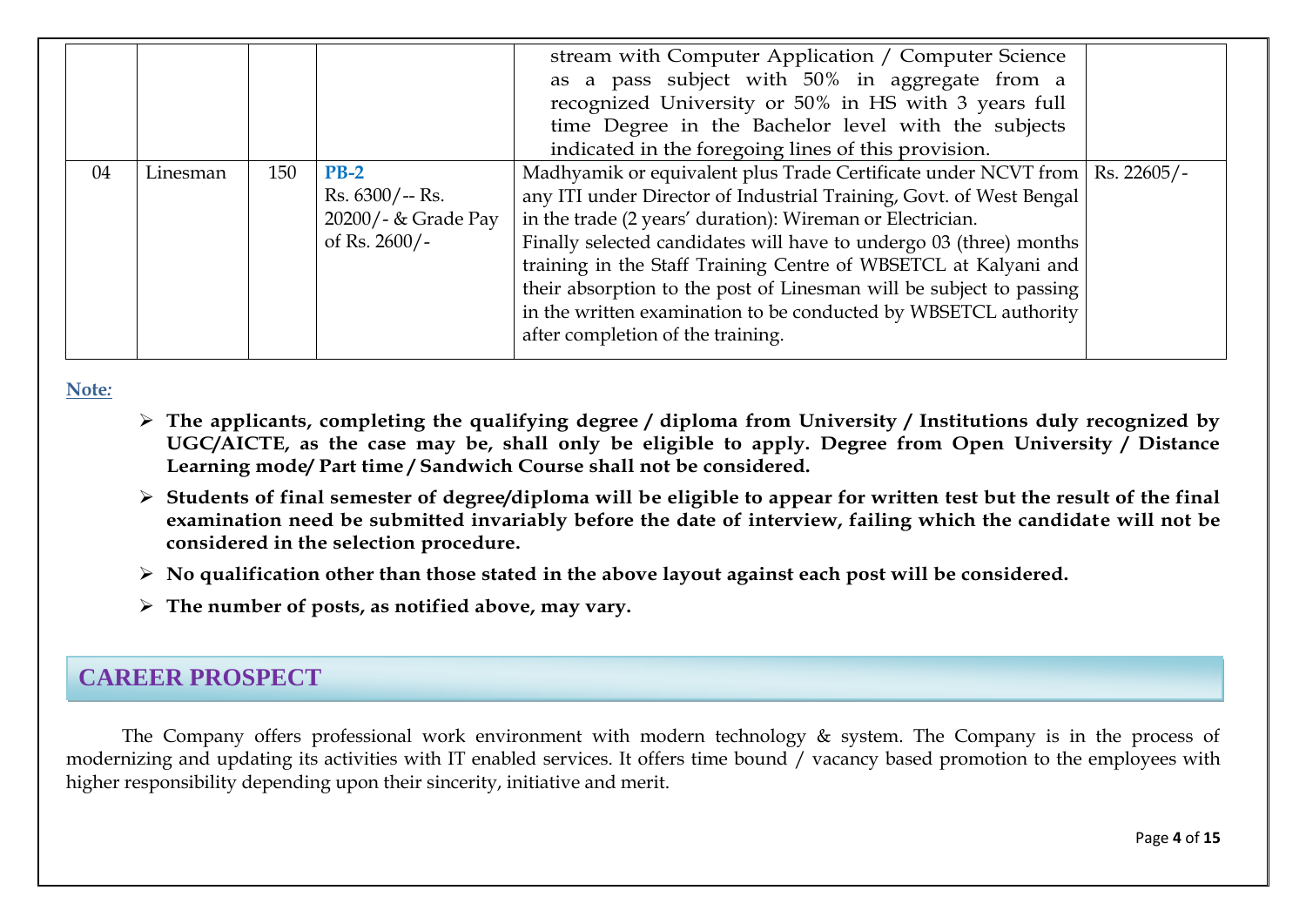| | | | | stream with Computer Application / Computer Science as a pass subject with 50% in aggregate from a recognized University or 50% in HS with 3 years full time Degree in the Bachelor level with the subjects indicated in the foregoing lines of this provision. | |
|---|---|---|---|---|---|
| 04 | Linesman | 150 | **PB-2** Rs. 6300/-- Rs. 20200/- & Grade Pay of Rs. 2600/- | Madhyamik or equivalent plus Trade Certificate under NCVT from any ITI under Director of Industrial Training, Govt. of West Bengal in the trade (2 years' duration): Wireman or Electrician. Finally selected candidates will have to undergo 03 (three) months training in the Staff Training Centre of WBSETCL at Kalyani and their absorption to the post of Linesman will be subject to passing in the written examination to be conducted by WBSETCL authority after completion of the training. | Rs. 22605/- |

**Note:**

- **The applicants, completing the qualifying degree / diploma from University / Institutions duly recognized by UGC/AICTE, as the case may be, shall only be eligible to apply. Degree from Open University / Distance Learning mode/ Part time / Sandwich Course shall not be considered.**
- **Students of final semester of degree/diploma will be eligible to appear for written test but the result of the final examination need be submitted invariably before the date of interview, failing which the candidate will not be considered in the selection procedure.**
- **No qualification other than those stated in the above layout against each post will be considered.**
- **The number of posts, as notified above, may vary.**

## CAREER PROSPECT

The Company offers professional work environment with modern technology & system. The Company is in the process of modernizing and updating its activities with IT enabled services. It offers time bound / vacancy based promotion to the employees with higher responsibility depending upon their sincerity, initiative and merit.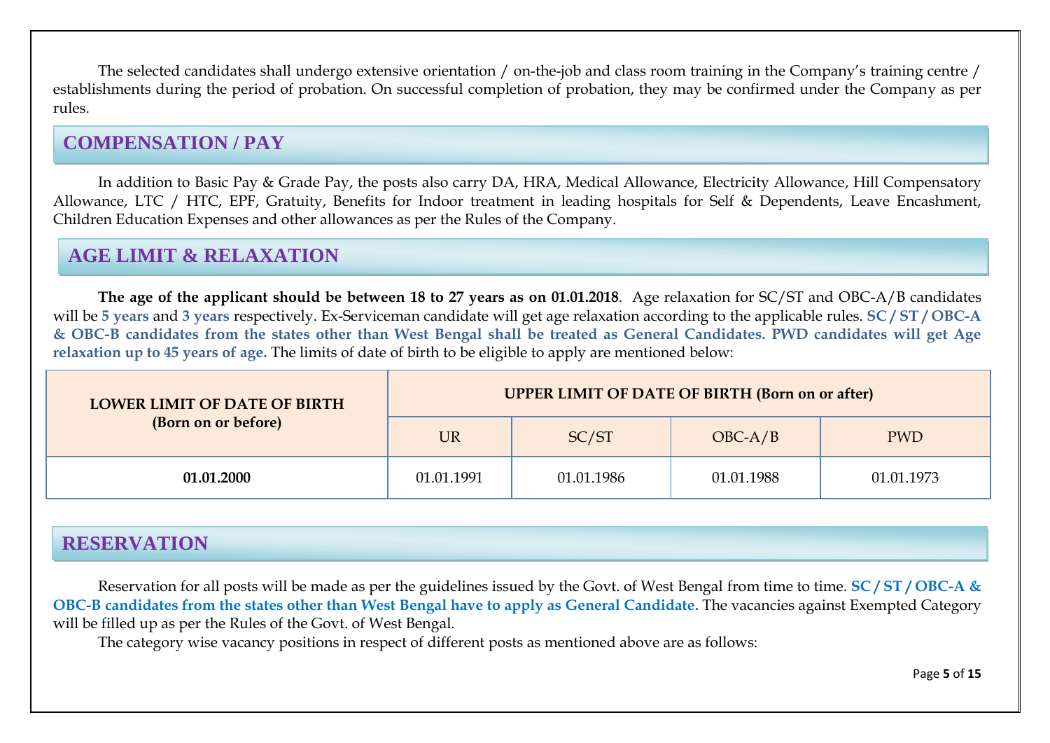The selected candidates shall undergo extensive orientation / on-the-job and class room training in the Company's training centre / establishments during the period of probation. On successful completion of probation, they may be confirmed under the Company as per rules.

## COMPENSATION / PAY

In addition to Basic Pay & Grade Pay, the posts also carry DA, HRA, Medical Allowance, Electricity Allowance, Hill Compensatory Allowance, LTC / HTC, EPF, Gratuity, Benefits for Indoor treatment in leading hospitals for Self & Dependents, Leave Encashment, Children Education Expenses and other allowances as per the Rules of the Company.

## AGE LIMIT & RELAXATION

**The age of the applicant should be between 18 to 27 years as on 01.01.2018**. Age relaxation for SC/ST and OBC-A/B candidates will be **5 years** and **3 years** respectively. Ex-Serviceman candidate will get age relaxation according to the applicable rules. **SC / ST / OBC-A & OBC-B candidates from the states other than West Bengal shall be treated as General Candidates. PWD candidates will get Age relaxation up to 45 years of age.** The limits of date of birth to be eligible to apply are mentioned below:

| LOWER LIMIT OF DATE OF BIRTH (Born on or before) | UPPER LIMIT OF DATE OF BIRTH (Born on or after) | | | |
|---|---|---|---|---|
| | UR | SC/ST | OBC-A/B | PWD |
| **01.01.2000** | 01.01.1991 | 01.01.1986 | 01.01.1988 | 01.01.1973 |

## RESERVATION

Reservation for all posts will be made as per the guidelines issued by the Govt. of West Bengal from time to time. **SC / ST / OBC-A & OBC-B candidates from the states other than West Bengal have to apply as General Candidate.** The vacancies against Exempted Category will be filled up as per the Rules of the Govt. of West Bengal.

The category wise vacancy positions in respect of different posts as mentioned above are as follows: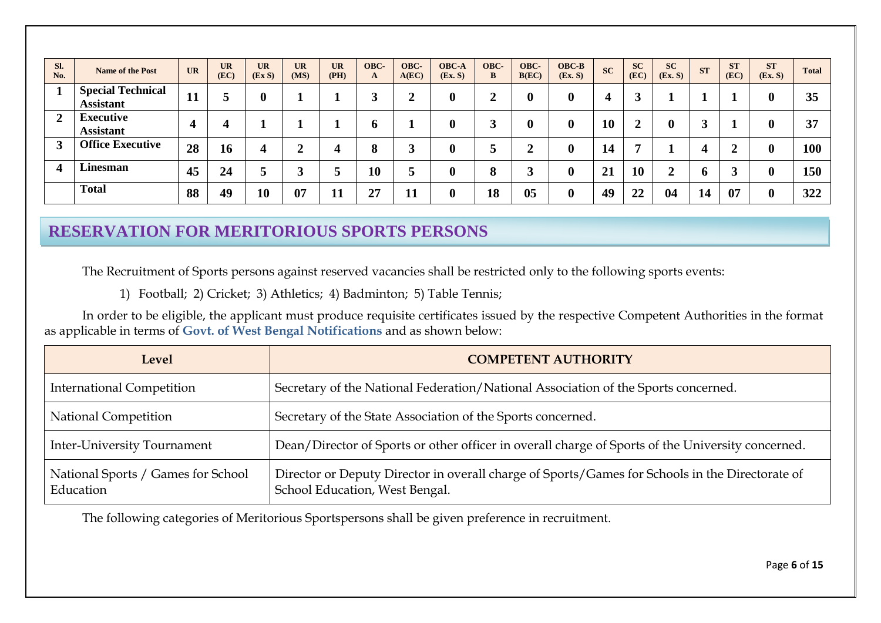| Sl. No. | Name of the Post | UR | UR (EC) | UR (Ex S) | UR (MS) | UR (PH) | OBC-A | OBC-A(EC) | OBC-A (Ex. S) | OBC-B | OBC-B(EC) | OBC-B (Ex. S) | SC | SC (EC) | SC (Ex. S) | ST | ST (EC) | ST (Ex. S) | Total |
|---|---|---|---|---|---|---|---|---|---|---|---|---|---|---|---|---|---|---|---|
| 1 | Special Technical Assistant | 11 | 5 | 0 | 1 | 1 | 3 | 2 | 0 | 2 | 0 | 0 | 4 | 3 | 1 | 1 | 1 | 0 | 35 |
| 2 | Executive Assistant | 4 | 4 | 1 | 1 | 1 | 6 | 1 | 0 | 3 | 0 | 0 | 10 | 2 | 0 | 3 | 1 | 0 | 37 |
| 3 | Office Executive | 28 | 16 | 4 | 2 | 4 | 8 | 3 | 0 | 5 | 2 | 0 | 14 | 7 | 1 | 4 | 2 | 0 | 100 |
| 4 | Linesman | 45 | 24 | 5 | 3 | 5 | 10 | 5 | 0 | 8 | 3 | 0 | 21 | 10 | 2 | 6 | 3 | 0 | 150 |
| | Total | 88 | 49 | 10 | 07 | 11 | 27 | 11 | 0 | 18 | 05 | 0 | 49 | 22 | 04 | 14 | 07 | 0 | 322 |

## RESERVATION FOR MERITORIOUS SPORTS PERSONS

The Recruitment of Sports persons against reserved vacancies shall be restricted only to the following sports events:

1) Football; 2) Cricket; 3) Athletics; 4) Badminton; 5) Table Tennis;

In order to be eligible, the applicant must produce requisite certificates issued by the respective Competent Authorities in the format as applicable in terms of **Govt. of West Bengal Notifications** and as shown below:

| Level | COMPETENT AUTHORITY |
|---|---|
| International Competition | Secretary of the National Federation/National Association of the Sports concerned. |
| National Competition | Secretary of the State Association of the Sports concerned. |
| Inter-University Tournament | Dean/Director of Sports or other officer in overall charge of Sports of the University concerned. |
| National Sports / Games for School Education | Director or Deputy Director in overall charge of Sports/Games for Schools in the Directorate of School Education, West Bengal. |

The following categories of Meritorious Sportspersons shall be given preference in recruitment.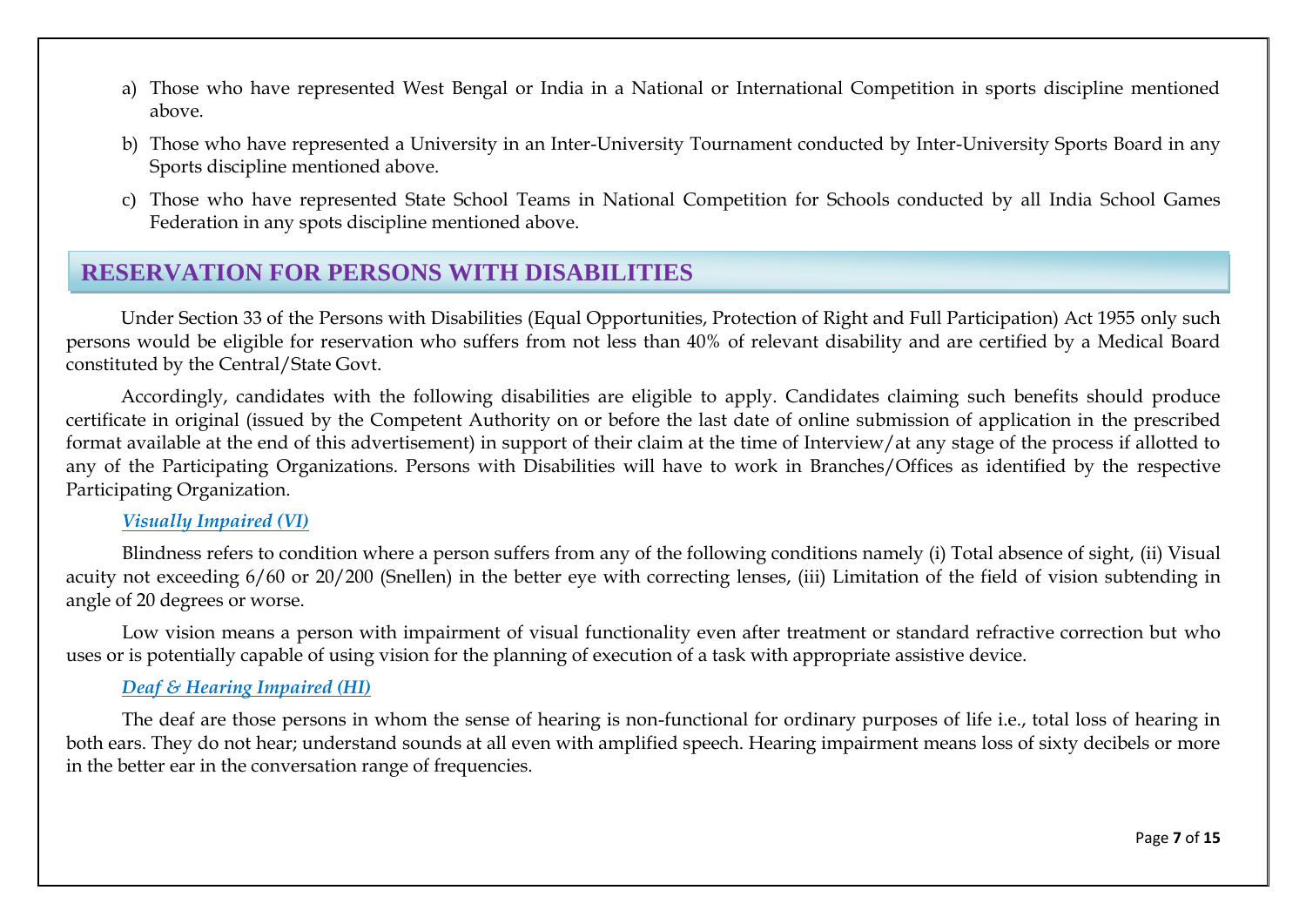a) Those who have represented West Bengal or India in a National or International Competition in sports discipline mentioned above.

b) Those who have represented a University in an Inter-University Tournament conducted by Inter-University Sports Board in any Sports discipline mentioned above.

c) Those who have represented State School Teams in National Competition for Schools conducted by all India School Games Federation in any spots discipline mentioned above.

## RESERVATION FOR PERSONS WITH DISABILITIES

Under Section 33 of the Persons with Disabilities (Equal Opportunities, Protection of Right and Full Participation) Act 1955 only such persons would be eligible for reservation who suffers from not less than 40% of relevant disability and are certified by a Medical Board constituted by the Central/State Govt.

Accordingly, candidates with the following disabilities are eligible to apply. Candidates claiming such benefits should produce certificate in original (issued by the Competent Authority on or before the last date of online submission of application in the prescribed format available at the end of this advertisement) in support of their claim at the time of Interview/at any stage of the process if allotted to any of the Participating Organizations. Persons with Disabilities will have to work in Branches/Offices as identified by the respective Participating Organization.

***Visually Impaired (VI)***

Blindness refers to condition where a person suffers from any of the following conditions namely (i) Total absence of sight, (ii) Visual acuity not exceeding 6/60 or 20/200 (Snellen) in the better eye with correcting lenses, (iii) Limitation of the field of vision subtending in angle of 20 degrees or worse.

Low vision means a person with impairment of visual functionality even after treatment or standard refractive correction but who uses or is potentially capable of using vision for the planning of execution of a task with appropriate assistive device.

***Deaf & Hearing Impaired (HI)***

The deaf are those persons in whom the sense of hearing is non-functional for ordinary purposes of life i.e., total loss of hearing in both ears. They do not hear; understand sounds at all even with amplified speech. Hearing impairment means loss of sixty decibels or more in the better ear in the conversation range of frequencies.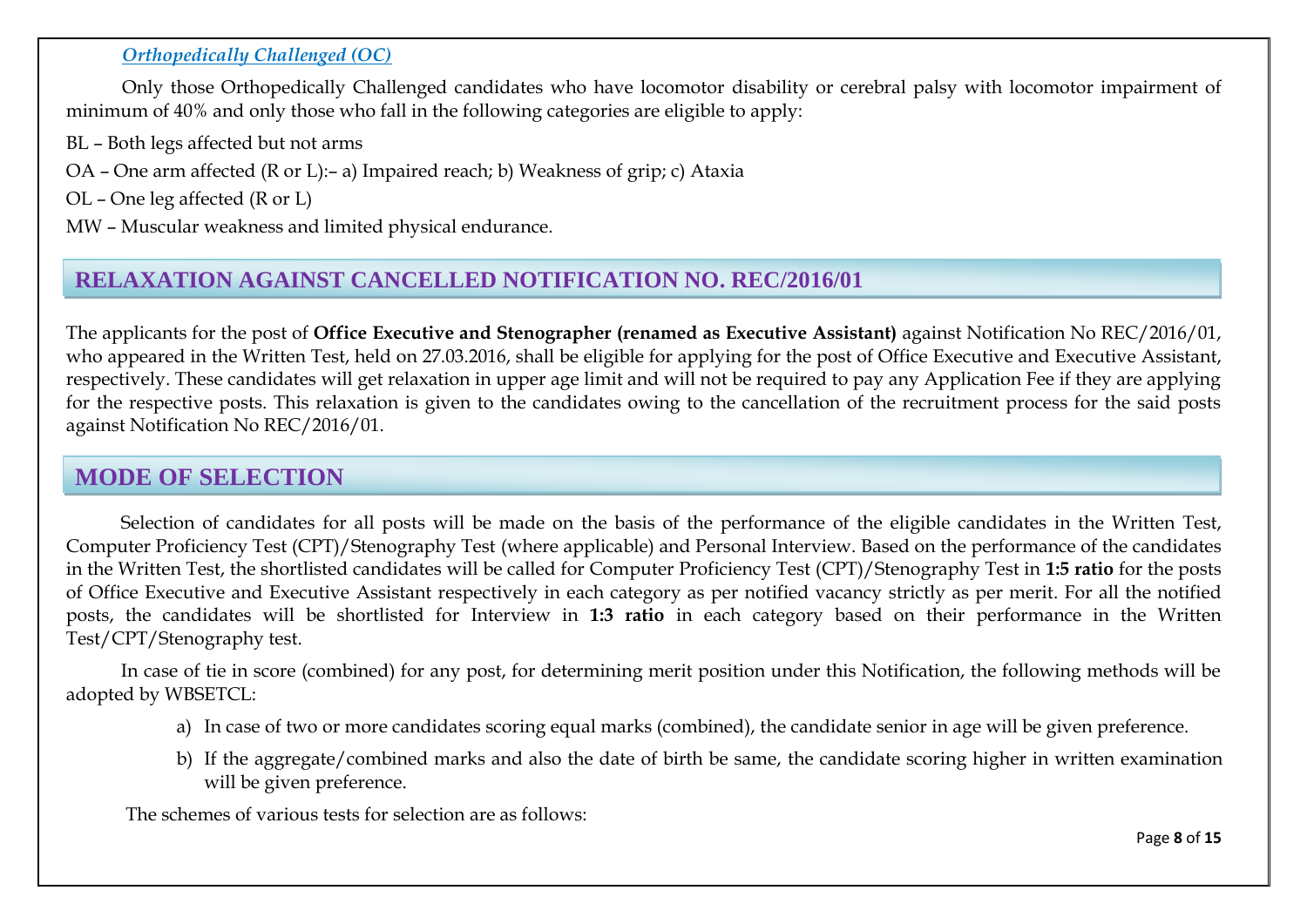***Orthopedically Challenged (OC)***

Only those Orthopedically Challenged candidates who have locomotor disability or cerebral palsy with locomotor impairment of minimum of 40% and only those who fall in the following categories are eligible to apply:

BL – Both legs affected but not arms

OA – One arm affected (R or L):– a) Impaired reach; b) Weakness of grip; c) Ataxia

OL – One leg affected (R or L)

MW – Muscular weakness and limited physical endurance.

## RELAXATION AGAINST CANCELLED NOTIFICATION NO. REC/2016/01

The applicants for the post of **Office Executive and Stenographer (renamed as Executive Assistant)** against Notification No REC/2016/01, who appeared in the Written Test, held on 27.03.2016, shall be eligible for applying for the post of Office Executive and Executive Assistant, respectively. These candidates will get relaxation in upper age limit and will not be required to pay any Application Fee if they are applying for the respective posts. This relaxation is given to the candidates owing to the cancellation of the recruitment process for the said posts against Notification No REC/2016/01.

## MODE OF SELECTION

Selection of candidates for all posts will be made on the basis of the performance of the eligible candidates in the Written Test, Computer Proficiency Test (CPT)/Stenography Test (where applicable) and Personal Interview. Based on the performance of the candidates in the Written Test, the shortlisted candidates will be called for Computer Proficiency Test (CPT)/Stenography Test in **1:5 ratio** for the posts of Office Executive and Executive Assistant respectively in each category as per notified vacancy strictly as per merit. For all the notified posts, the candidates will be shortlisted for Interview in **1:3 ratio** in each category based on their performance in the Written Test/CPT/Stenography test.

In case of tie in score (combined) for any post, for determining merit position under this Notification, the following methods will be adopted by WBSETCL:

a) In case of two or more candidates scoring equal marks (combined), the candidate senior in age will be given preference.

b) If the aggregate/combined marks and also the date of birth be same, the candidate scoring higher in written examination will be given preference.

The schemes of various tests for selection are as follows: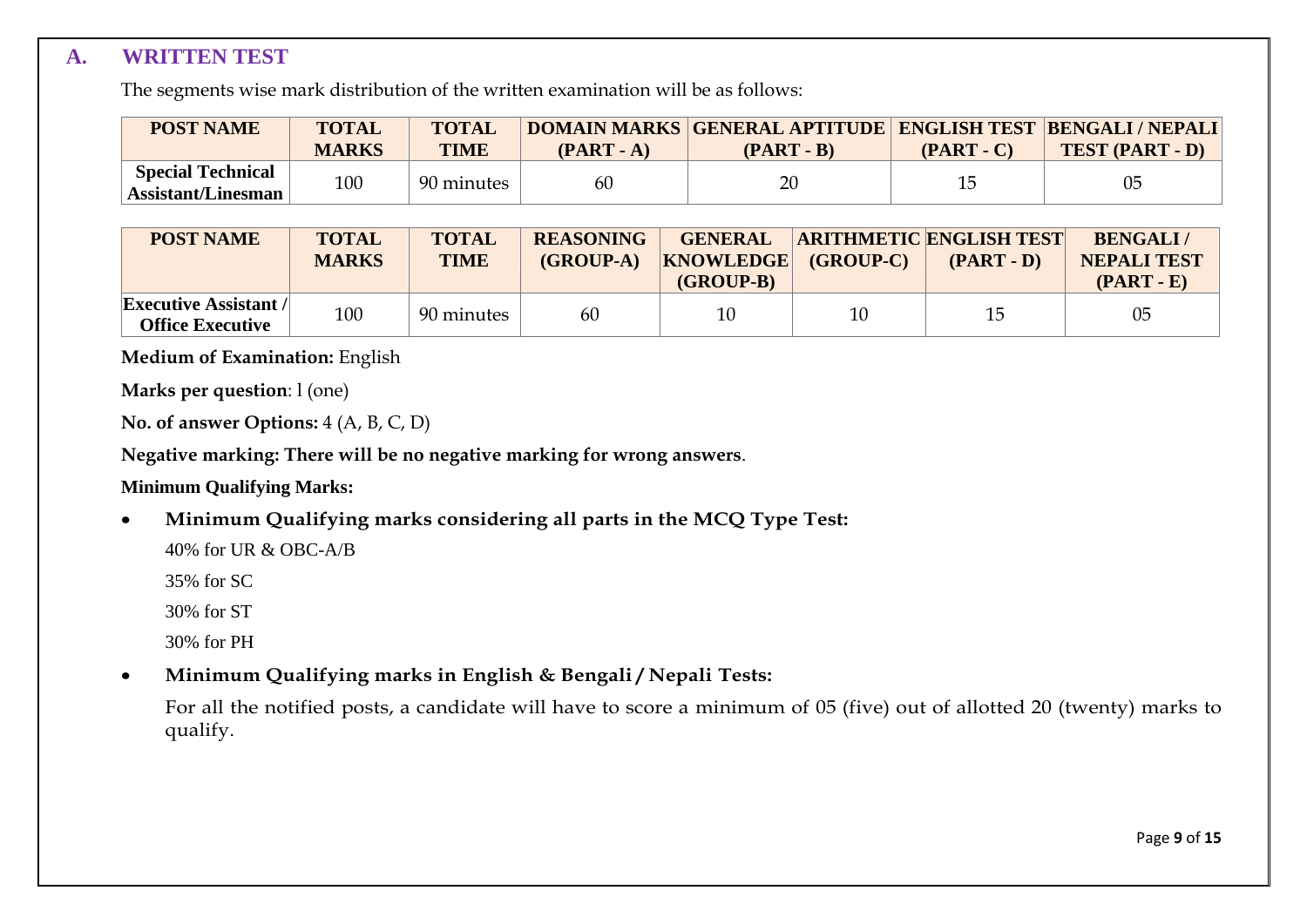## A. WRITTEN TEST

The segments wise mark distribution of the written examination will be as follows:

| POST NAME | TOTAL MARKS | TOTAL TIME | DOMAIN MARKS (PART - A) | GENERAL APTITUDE (PART - B) | ENGLISH TEST (PART - C) | BENGALI / NEPALI TEST (PART - D) |
|---|---|---|---|---|---|---|
| Special Technical Assistant/Linesman | 100 | 90 minutes | 60 | 20 | 15 | 05 |

| POST NAME | TOTAL MARKS | TOTAL TIME | REASONING (GROUP-A) | GENERAL KNOWLEDGE (GROUP-B) | ARITHMETIC (GROUP-C) | ENGLISH TEST (PART - D) | BENGALI / NEPALI TEST (PART - E) |
|---|---|---|---|---|---|---|---|
| Executive Assistant / Office Executive | 100 | 90 minutes | 60 | 10 | 10 | 15 | 05 |

**Medium of Examination:** English

**Marks per question**: l (one)

**No. of answer Options:** 4 (A, B, C, D)

**Negative marking: There will be no negative marking for wrong answers**.

**Minimum Qualifying Marks:**

- **Minimum Qualifying marks considering all parts in the MCQ Type Test:**

  40% for UR & OBC-A/B

  35% for SC

  30% for ST

  30% for PH

- **Minimum Qualifying marks in English & Bengali / Nepali Tests:**

  For all the notified posts, a candidate will have to score a minimum of 05 (five) out of allotted 20 (twenty) marks to qualify.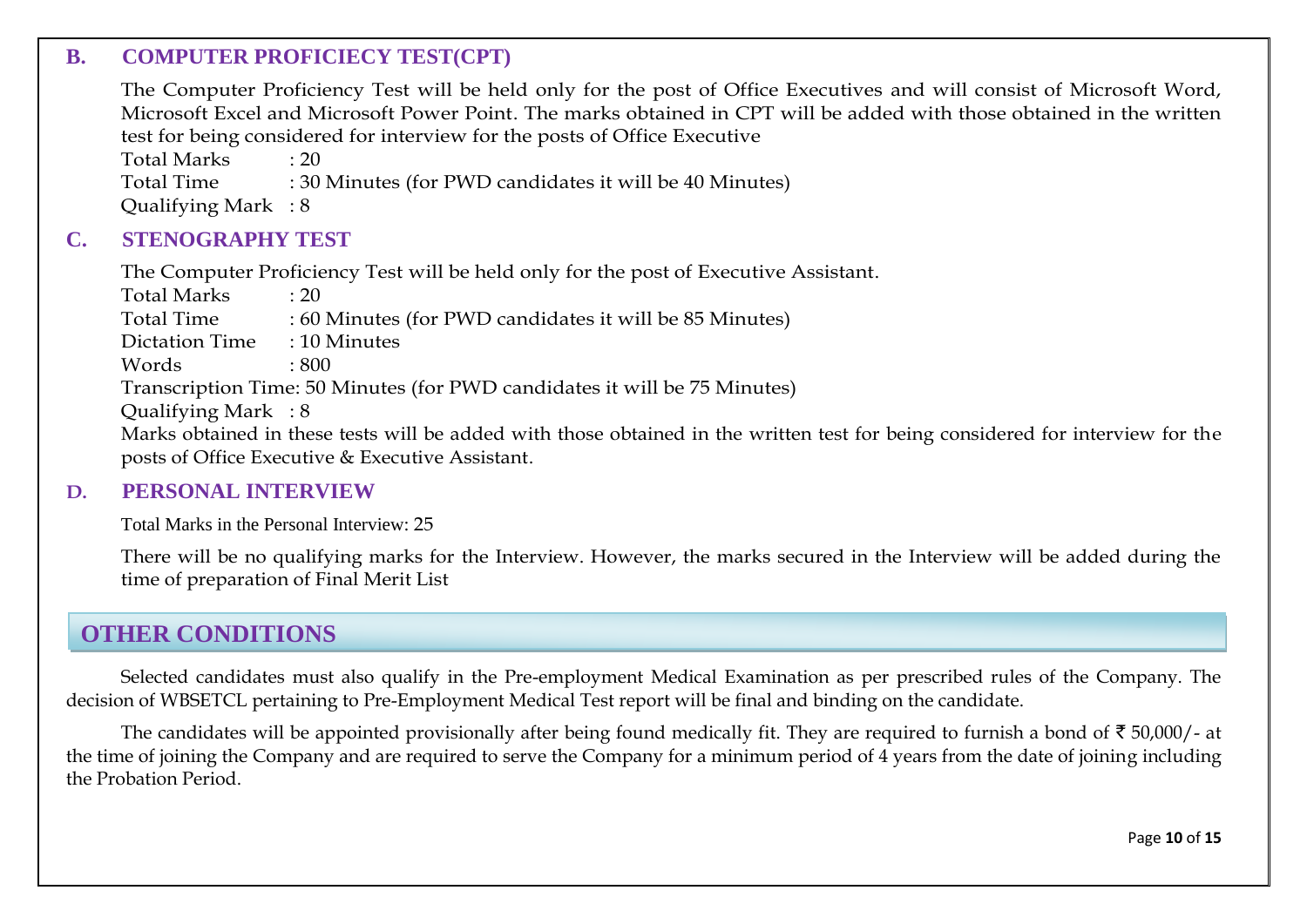### B. COMPUTER PROFICIECY TEST(CPT)

The Computer Proficiency Test will be held only for the post of Office Executives and will consist of Microsoft Word, Microsoft Excel and Microsoft Power Point. The marks obtained in CPT will be added with those obtained in the written test for being considered for interview for the posts of Office Executive

Total Marks : 20
Total Time : 30 Minutes (for PWD candidates it will be 40 Minutes)
Qualifying Mark : 8

### C. STENOGRAPHY TEST

The Computer Proficiency Test will be held only for the post of Executive Assistant.

Total Marks : 20
Total Time : 60 Minutes (for PWD candidates it will be 85 Minutes)
Dictation Time : 10 Minutes
Words : 800
Transcription Time: 50 Minutes (for PWD candidates it will be 75 Minutes)
Qualifying Mark : 8

Marks obtained in these tests will be added with those obtained in the written test for being considered for interview for the posts of Office Executive & Executive Assistant.

### D. PERSONAL INTERVIEW

Total Marks in the Personal Interview: 25

There will be no qualifying marks for the Interview. However, the marks secured in the Interview will be added during the time of preparation of Final Merit List

## OTHER CONDITIONS

Selected candidates must also qualify in the Pre-employment Medical Examination as per prescribed rules of the Company. The decision of WBSETCL pertaining to Pre-Employment Medical Test report will be final and binding on the candidate.

The candidates will be appointed provisionally after being found medically fit. They are required to furnish a bond of ₹ 50,000/- at the time of joining the Company and are required to serve the Company for a minimum period of 4 years from the date of joining including the Probation Period.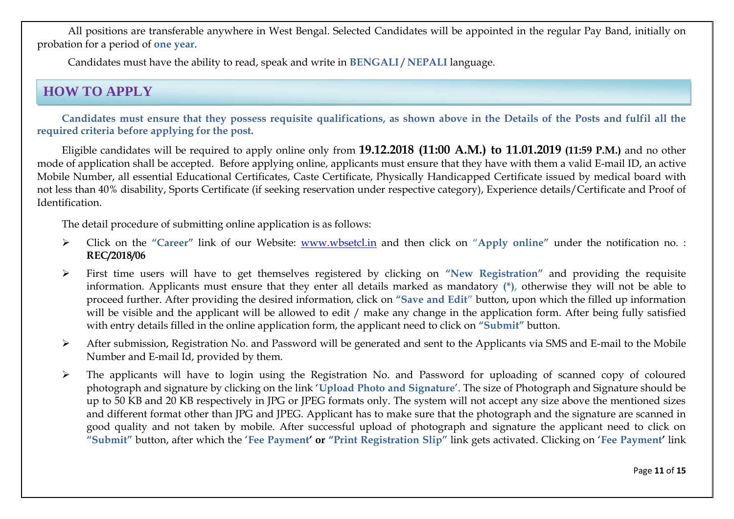All positions are transferable anywhere in West Bengal. Selected Candidates will be appointed in the regular Pay Band, initially on probation for a period of **one year**.

Candidates must have the ability to read, speak and write in **BENGALI / NEPALI** language.

## HOW TO APPLY

**Candidates must ensure that they possess requisite qualifications, as shown above in the Details of the Posts and fulfil all the required criteria before applying for the post.**

Eligible candidates will be required to apply online only from **19.12.2018 (11:00 A.M.) to 11.01.2019 (11:59 P.M.)** and no other mode of application shall be accepted. Before applying online, applicants must ensure that they have with them a valid E-mail ID, an active Mobile Number, all essential Educational Certificates, Caste Certificate, Physically Handicapped Certificate issued by medical board with not less than 40% disability, Sports Certificate (if seeking reservation under respective category), Experience details/Certificate and Proof of Identification.

The detail procedure of submitting online application is as follows:

- Click on the **"Career"** link of our Website: www.wbsetcl.in and then click on **"Apply online"** under the notification no. : **REC/2018/06**
- First time users will have to get themselves registered by clicking on **"New Registration"** and providing the requisite information. Applicants must ensure that they enter all details marked as mandatory **(*)**, otherwise they will not be able to proceed further. After providing the desired information, click on **"Save and Edit"** button, upon which the filled up information will be visible and the applicant will be allowed to edit / make any change in the application form. After being fully satisfied with entry details filled in the online application form, the applicant need to click on **"Submit"** button.
- After submission, Registration No. and Password will be generated and sent to the Applicants via SMS and E-mail to the Mobile Number and E-mail Id, provided by them.
- The applicants will have to login using the Registration No. and Password for uploading of scanned copy of coloured photograph and signature by clicking on the link '**Upload Photo and Signature**'. The size of Photograph and Signature should be up to 50 KB and 20 KB respectively in JPG or JPEG formats only. The system will not accept any size above the mentioned sizes and different format other than JPG and JPEG. Applicant has to make sure that the photograph and the signature are scanned in good quality and not taken by mobile. After successful upload of photograph and signature the applicant need to click on **"Submit"** button, after which the '**Fee Payment' or "Print Registration Slip"** link gets activated. Clicking on '**Fee Payment'** link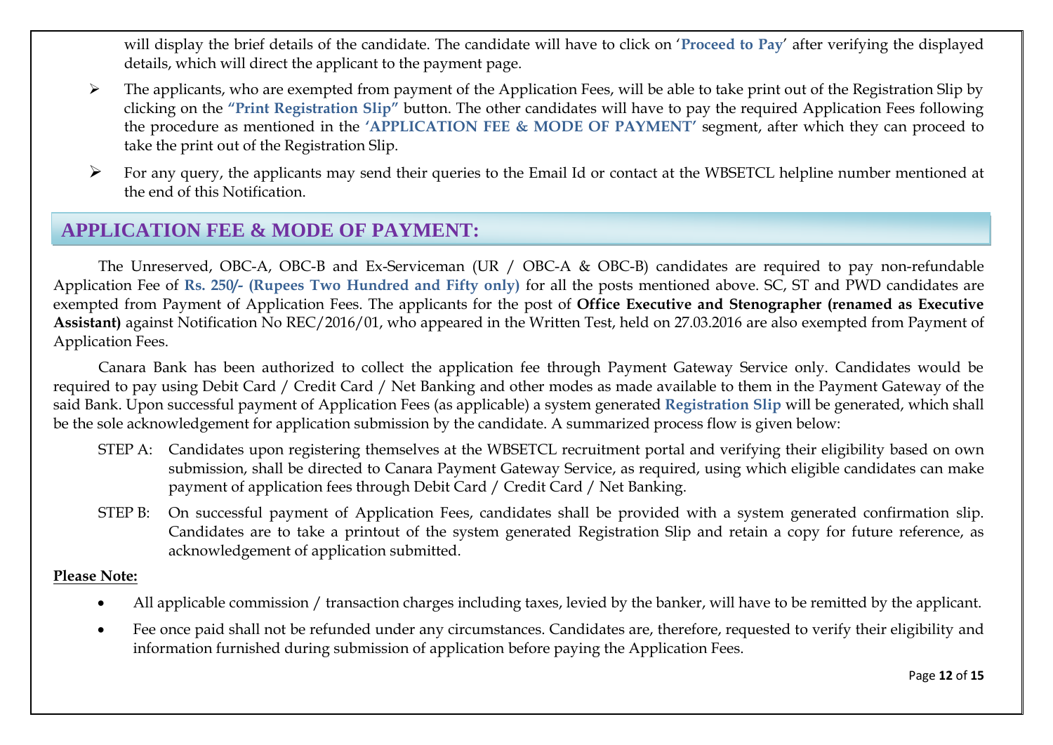will display the brief details of the candidate. The candidate will have to click on '**Proceed to Pay**' after verifying the displayed details, which will direct the applicant to the payment page.

- The applicants, who are exempted from payment of the Application Fees, will be able to take print out of the Registration Slip by clicking on the **"Print Registration Slip"** button. The other candidates will have to pay the required Application Fees following the procedure as mentioned in the **'APPLICATION FEE & MODE OF PAYMENT'** segment, after which they can proceed to take the print out of the Registration Slip.
- For any query, the applicants may send their queries to the Email Id or contact at the WBSETCL helpline number mentioned at the end of this Notification.

## APPLICATION FEE & MODE OF PAYMENT:

The Unreserved, OBC-A, OBC-B and Ex-Serviceman (UR / OBC-A & OBC-B) candidates are required to pay non-refundable Application Fee of **Rs. 250/- (Rupees Two Hundred and Fifty only)** for all the posts mentioned above. SC, ST and PWD candidates are exempted from Payment of Application Fees. The applicants for the post of **Office Executive and Stenographer (renamed as Executive Assistant)** against Notification No REC/2016/01, who appeared in the Written Test, held on 27.03.2016 are also exempted from Payment of Application Fees.

Canara Bank has been authorized to collect the application fee through Payment Gateway Service only. Candidates would be required to pay using Debit Card / Credit Card / Net Banking and other modes as made available to them in the Payment Gateway of the said Bank. Upon successful payment of Application Fees (as applicable) a system generated **Registration Slip** will be generated, which shall be the sole acknowledgement for application submission by the candidate. A summarized process flow is given below:

STEP A: Candidates upon registering themselves at the WBSETCL recruitment portal and verifying their eligibility based on own submission, shall be directed to Canara Payment Gateway Service, as required, using which eligible candidates can make payment of application fees through Debit Card / Credit Card / Net Banking.

STEP B: On successful payment of Application Fees, candidates shall be provided with a system generated confirmation slip. Candidates are to take a printout of the system generated Registration Slip and retain a copy for future reference, as acknowledgement of application submitted.

**Please Note:**

- All applicable commission / transaction charges including taxes, levied by the banker, will have to be remitted by the applicant.
- Fee once paid shall not be refunded under any circumstances. Candidates are, therefore, requested to verify their eligibility and information furnished during submission of application before paying the Application Fees.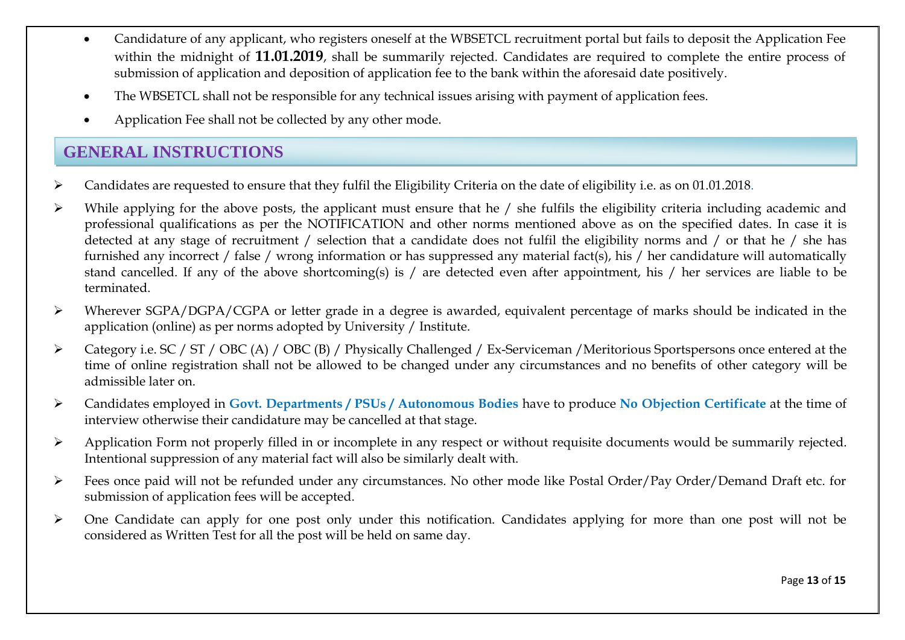- Candidature of any applicant, who registers oneself at the WBSETCL recruitment portal but fails to deposit the Application Fee within the midnight of **11.01.2019**, shall be summarily rejected. Candidates are required to complete the entire process of submission of application and deposition of application fee to the bank within the aforesaid date positively.
- The WBSETCL shall not be responsible for any technical issues arising with payment of application fees.
- Application Fee shall not be collected by any other mode.

## GENERAL INSTRUCTIONS

- Candidates are requested to ensure that they fulfil the Eligibility Criteria on the date of eligibility i.e. as on 01.01.2018.
- While applying for the above posts, the applicant must ensure that he / she fulfils the eligibility criteria including academic and professional qualifications as per the NOTIFICATION and other norms mentioned above as on the specified dates. In case it is detected at any stage of recruitment / selection that a candidate does not fulfil the eligibility norms and / or that he / she has furnished any incorrect / false / wrong information or has suppressed any material fact(s), his / her candidature will automatically stand cancelled. If any of the above shortcoming(s) is / are detected even after appointment, his / her services are liable to be terminated.
- Wherever SGPA/DGPA/CGPA or letter grade in a degree is awarded, equivalent percentage of marks should be indicated in the application (online) as per norms adopted by University / Institute.
- Category i.e. SC / ST / OBC (A) / OBC (B) / Physically Challenged / Ex-Serviceman /Meritorious Sportspersons once entered at the time of online registration shall not be allowed to be changed under any circumstances and no benefits of other category will be admissible later on.
- Candidates employed in **Govt. Departments / PSUs / Autonomous Bodies** have to produce **No Objection Certificate** at the time of interview otherwise their candidature may be cancelled at that stage.
- Application Form not properly filled in or incomplete in any respect or without requisite documents would be summarily rejected. Intentional suppression of any material fact will also be similarly dealt with.
- Fees once paid will not be refunded under any circumstances. No other mode like Postal Order/Pay Order/Demand Draft etc. for submission of application fees will be accepted.
- One Candidate can apply for one post only under this notification. Candidates applying for more than one post will not be considered as Written Test for all the post will be held on same day.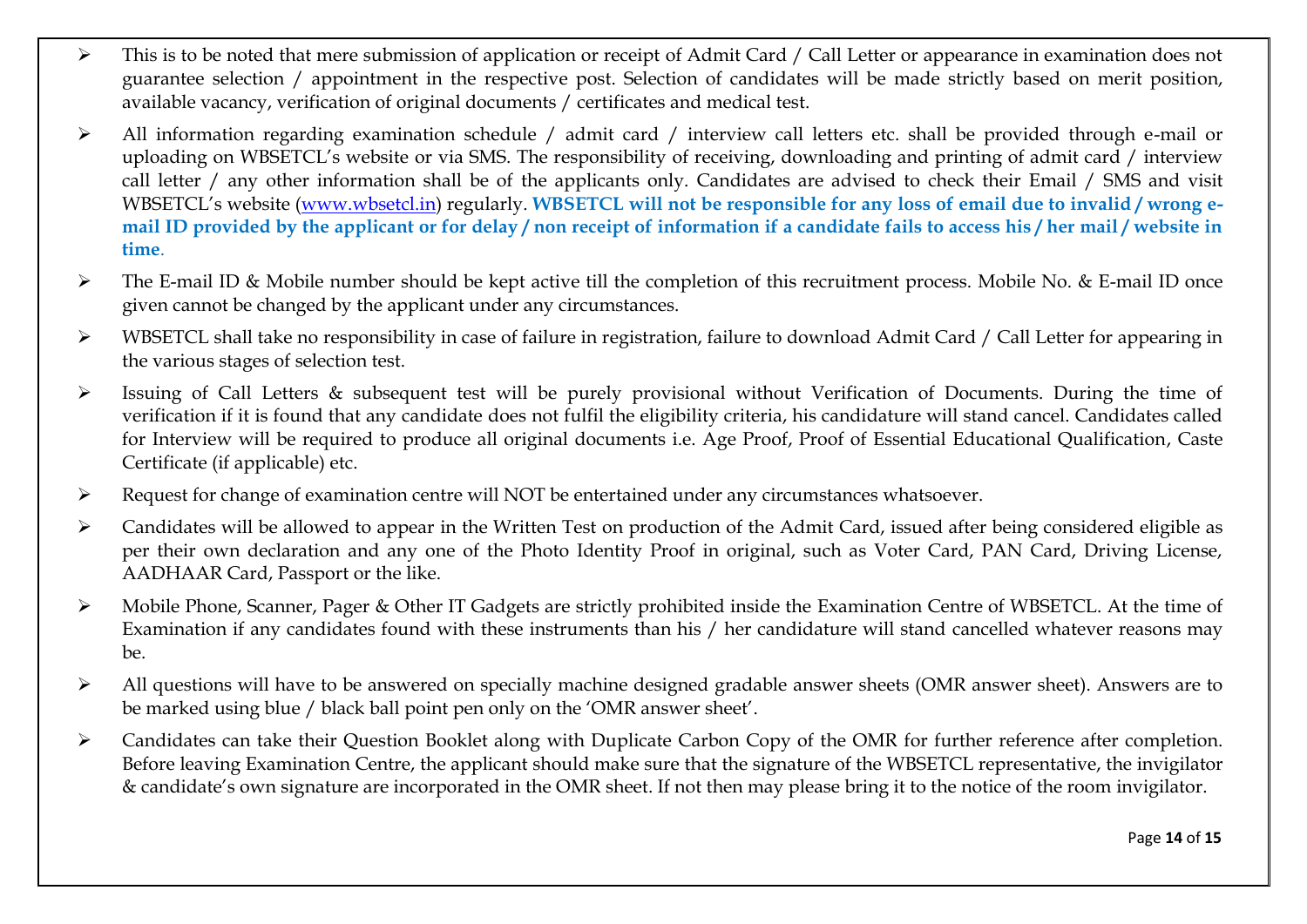- This is to be noted that mere submission of application or receipt of Admit Card / Call Letter or appearance in examination does not guarantee selection / appointment in the respective post. Selection of candidates will be made strictly based on merit position, available vacancy, verification of original documents / certificates and medical test.
- All information regarding examination schedule / admit card / interview call letters etc. shall be provided through e-mail or uploading on WBSETCL's website or via SMS. The responsibility of receiving, downloading and printing of admit card / interview call letter / any other information shall be of the applicants only. Candidates are advised to check their Email / SMS and visit WBSETCL's website ([www.wbsetcl.in](http://www.wbsetcl.in)) regularly. **WBSETCL will not be responsible for any loss of email due to invalid / wrong e-mail ID provided by the applicant or for delay / non receipt of information if a candidate fails to access his / her mail / website in time**.
- The E-mail ID & Mobile number should be kept active till the completion of this recruitment process. Mobile No. & E-mail ID once given cannot be changed by the applicant under any circumstances.
- WBSETCL shall take no responsibility in case of failure in registration, failure to download Admit Card / Call Letter for appearing in the various stages of selection test.
- Issuing of Call Letters & subsequent test will be purely provisional without Verification of Documents. During the time of verification if it is found that any candidate does not fulfil the eligibility criteria, his candidature will stand cancel. Candidates called for Interview will be required to produce all original documents i.e. Age Proof, Proof of Essential Educational Qualification, Caste Certificate (if applicable) etc.
- Request for change of examination centre will NOT be entertained under any circumstances whatsoever.
- Candidates will be allowed to appear in the Written Test on production of the Admit Card, issued after being considered eligible as per their own declaration and any one of the Photo Identity Proof in original, such as Voter Card, PAN Card, Driving License, AADHAAR Card, Passport or the like.
- Mobile Phone, Scanner, Pager & Other IT Gadgets are strictly prohibited inside the Examination Centre of WBSETCL. At the time of Examination if any candidates found with these instruments than his / her candidature will stand cancelled whatever reasons may be.
- All questions will have to be answered on specially machine designed gradable answer sheets (OMR answer sheet). Answers are to be marked using blue / black ball point pen only on the 'OMR answer sheet'.
- Candidates can take their Question Booklet along with Duplicate Carbon Copy of the OMR for further reference after completion. Before leaving Examination Centre, the applicant should make sure that the signature of the WBSETCL representative, the invigilator & candidate's own signature are incorporated in the OMR sheet. If not then may please bring it to the notice of the room invigilator.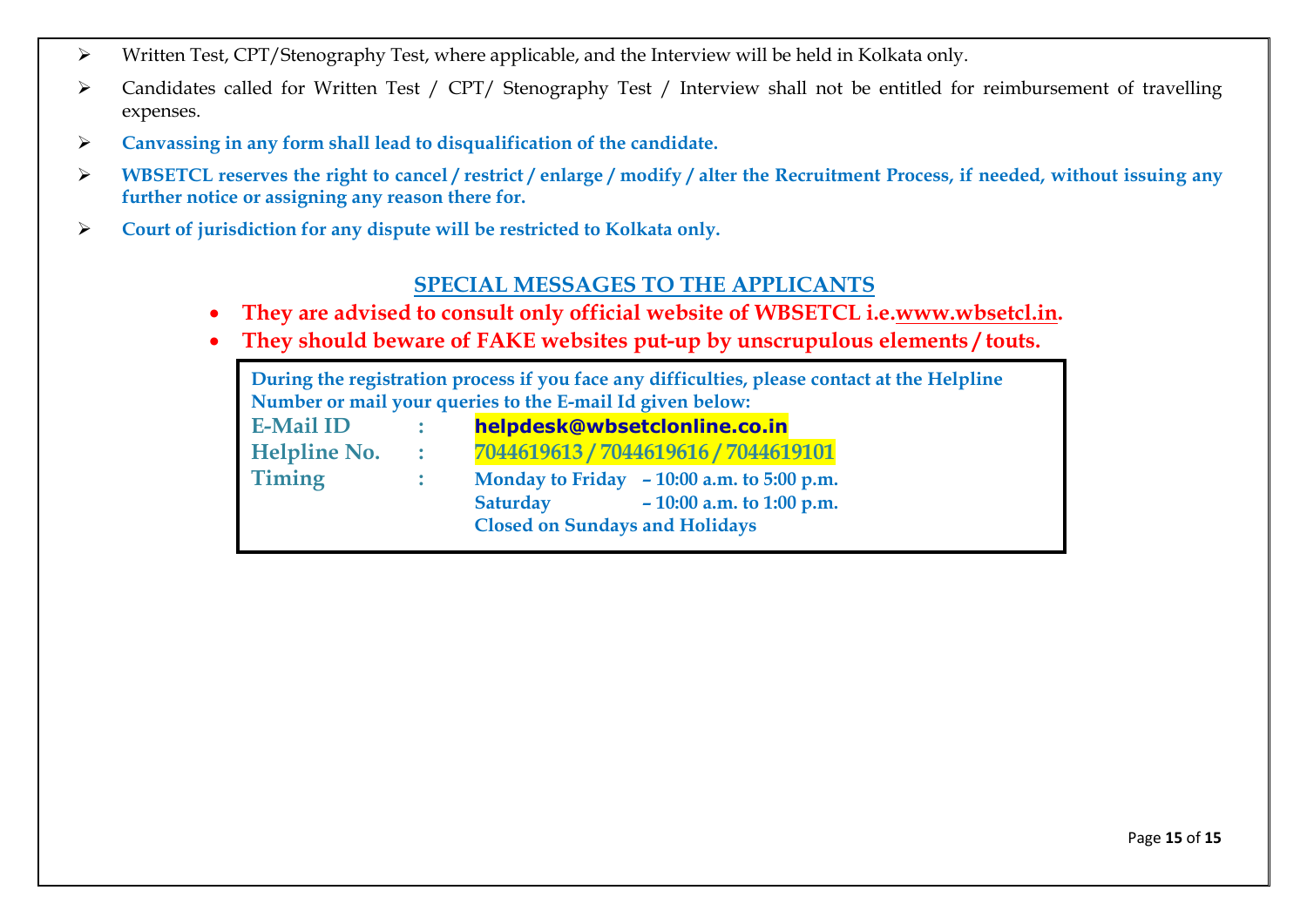- Written Test, CPT/Stenography Test, where applicable, and the Interview will be held in Kolkata only.
- Candidates called for Written Test / CPT/ Stenography Test / Interview shall not be entitled for reimbursement of travelling expenses.
- **Canvassing in any form shall lead to disqualification of the candidate.**
- **WBSETCL reserves the right to cancel / restrict / enlarge / modify / alter the Recruitment Process, if needed, without issuing any further notice or assigning any reason there for.**
- **Court of jurisdiction for any dispute will be restricted to Kolkata only.**

## SPECIAL MESSAGES TO THE APPLICANTS

- **They are advised to consult only official website of WBSETCL i.e.www.wbsetcl.in.**
- **They should beware of FAKE websites put-up by unscrupulous elements / touts.**

**During the registration process if you face any difficulties, please contact at the Helpline Number or mail your queries to the E-mail Id given below:**

| | | |
|---|---|---|
| **E-Mail ID** | : | **helpdesk@wbsetclonline.co.in** |
| **Helpline No.** | : | **7044619613 / 7044619616 / 7044619101** |
| **Timing** | : | **Monday to Friday – 10:00 a.m. to 5:00 p.m.**<br>**Saturday – 10:00 a.m. to 1:00 p.m.**<br>**Closed on Sundays and Holidays** |